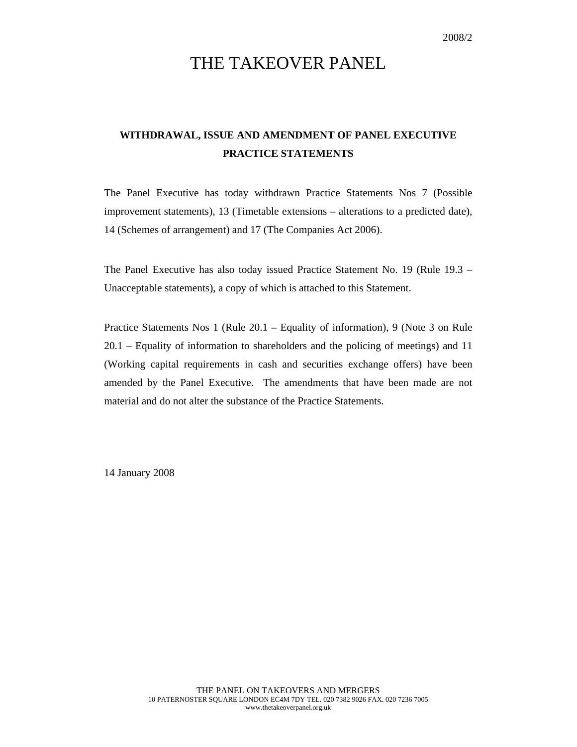2008/2

# THE TAKEOVER PANEL

## WITHDRAWAL, ISSUE AND AMENDMENT OF PANEL EXECUTIVE PRACTICE STATEMENTS

The Panel Executive has today withdrawn Practice Statements Nos 7 (Possible improvement statements), 13 (Timetable extensions – alterations to a predicted date), 14 (Schemes of arrangement) and 17 (The Companies Act 2006).

The Panel Executive has also today issued Practice Statement No. 19 (Rule 19.3 – Unacceptable statements), a copy of which is attached to this Statement.

Practice Statements Nos 1 (Rule 20.1 – Equality of information), 9 (Note 3 on Rule 20.1 – Equality of information to shareholders and the policing of meetings) and 11 (Working capital requirements in cash and securities exchange offers) have been amended by the Panel Executive. The amendments that have been made are not material and do not alter the substance of the Practice Statements.

14 January 2008

THE PANEL ON TAKEOVERS AND MERGERS
10 PATERNOSTER SQUARE LONDON EC4M 7DY TEL. 020 7382 9026 FAX. 020 7236 7005
www.thetakeoverpanel.org.uk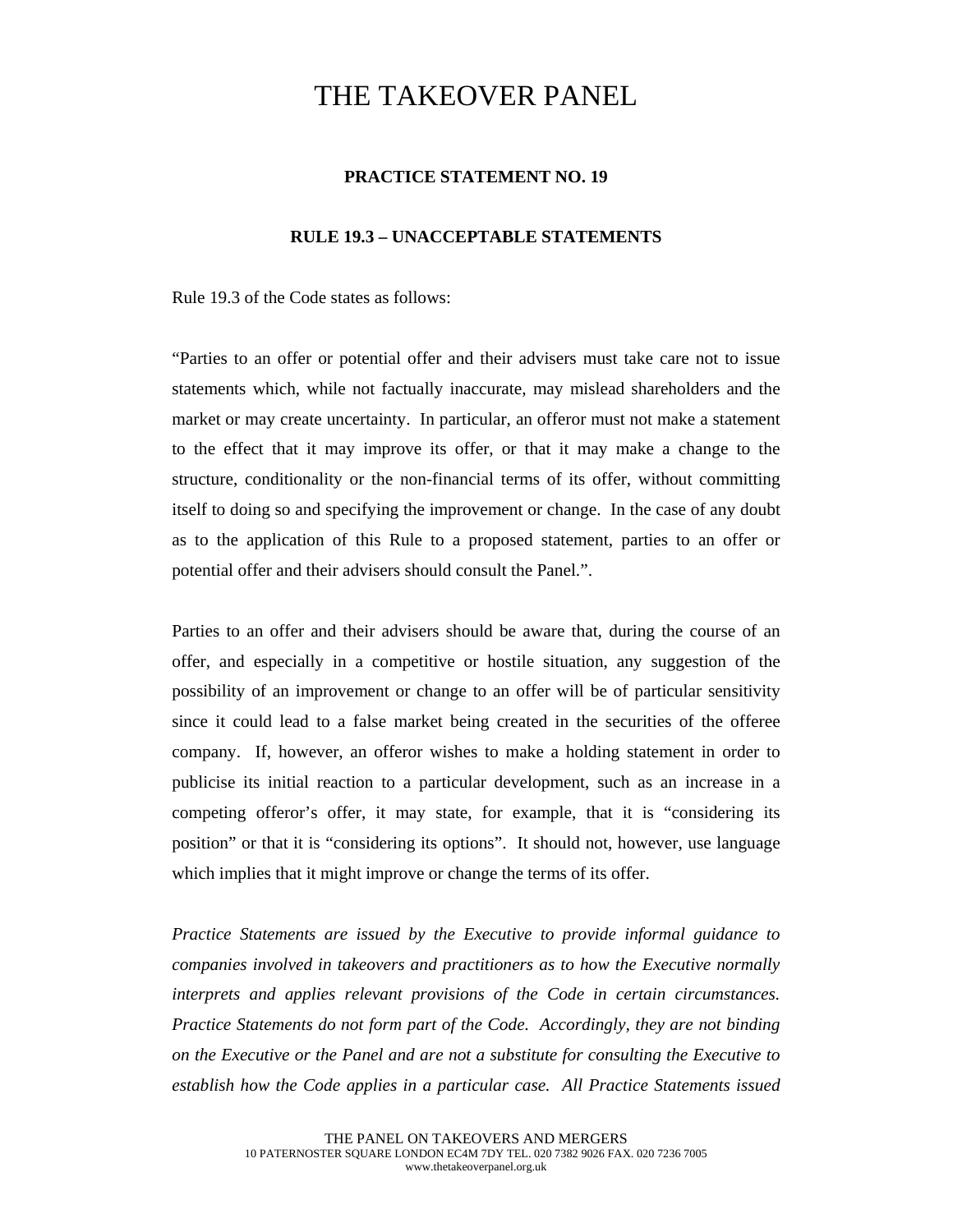# THE TAKEOVER PANEL

**PRACTICE STATEMENT NO. 19**

**RULE 19.3 – UNACCEPTABLE STATEMENTS**

Rule 19.3 of the Code states as follows:

"Parties to an offer or potential offer and their advisers must take care not to issue statements which, while not factually inaccurate, may mislead shareholders and the market or may create uncertainty. In particular, an offeror must not make a statement to the effect that it may improve its offer, or that it may make a change to the structure, conditionality or the non-financial terms of its offer, without committing itself to doing so and specifying the improvement or change. In the case of any doubt as to the application of this Rule to a proposed statement, parties to an offer or potential offer and their advisers should consult the Panel.".

Parties to an offer and their advisers should be aware that, during the course of an offer, and especially in a competitive or hostile situation, any suggestion of the possibility of an improvement or change to an offer will be of particular sensitivity since it could lead to a false market being created in the securities of the offeree company. If, however, an offeror wishes to make a holding statement in order to publicise its initial reaction to a particular development, such as an increase in a competing offeror's offer, it may state, for example, that it is "considering its position" or that it is "considering its options". It should not, however, use language which implies that it might improve or change the terms of its offer.

*Practice Statements are issued by the Executive to provide informal guidance to companies involved in takeovers and practitioners as to how the Executive normally interprets and applies relevant provisions of the Code in certain circumstances. Practice Statements do not form part of the Code. Accordingly, they are not binding on the Executive or the Panel and are not a substitute for consulting the Executive to establish how the Code applies in a particular case. All Practice Statements issued*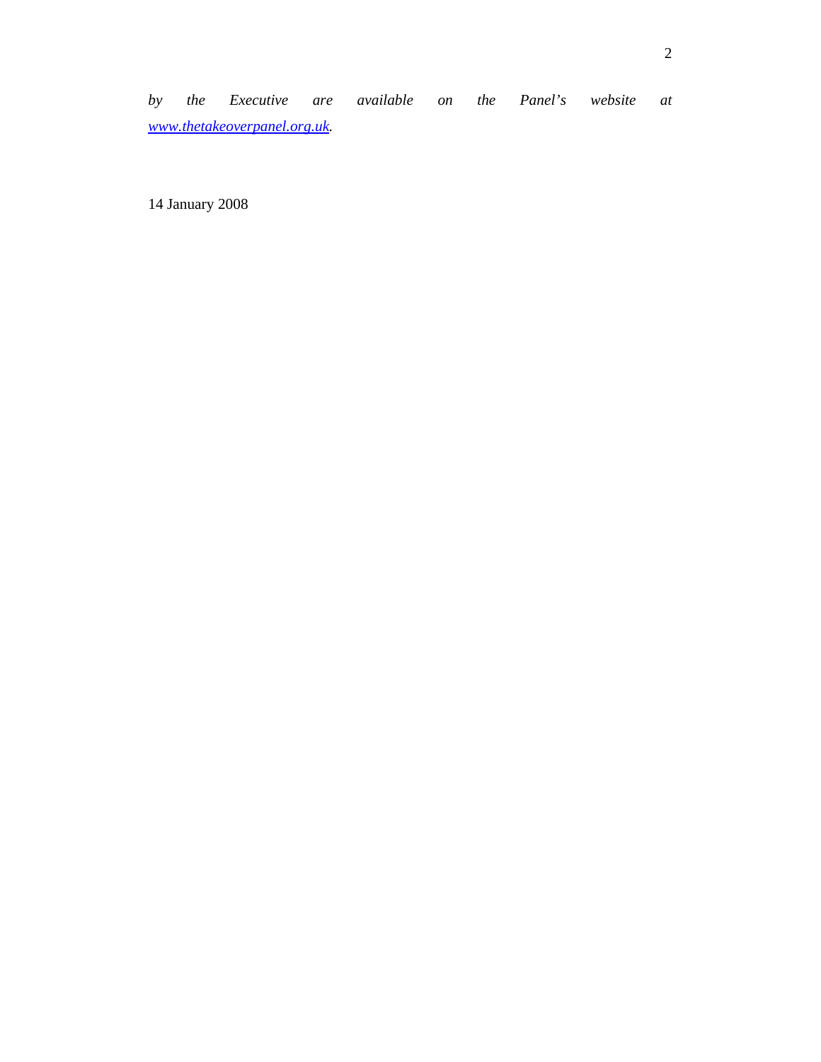*by the Executive are available on the Panel's website at [www.thetakeoverpanel.org.uk](http://www.thetakeoverpanel.org.uk).*

14 January 2008